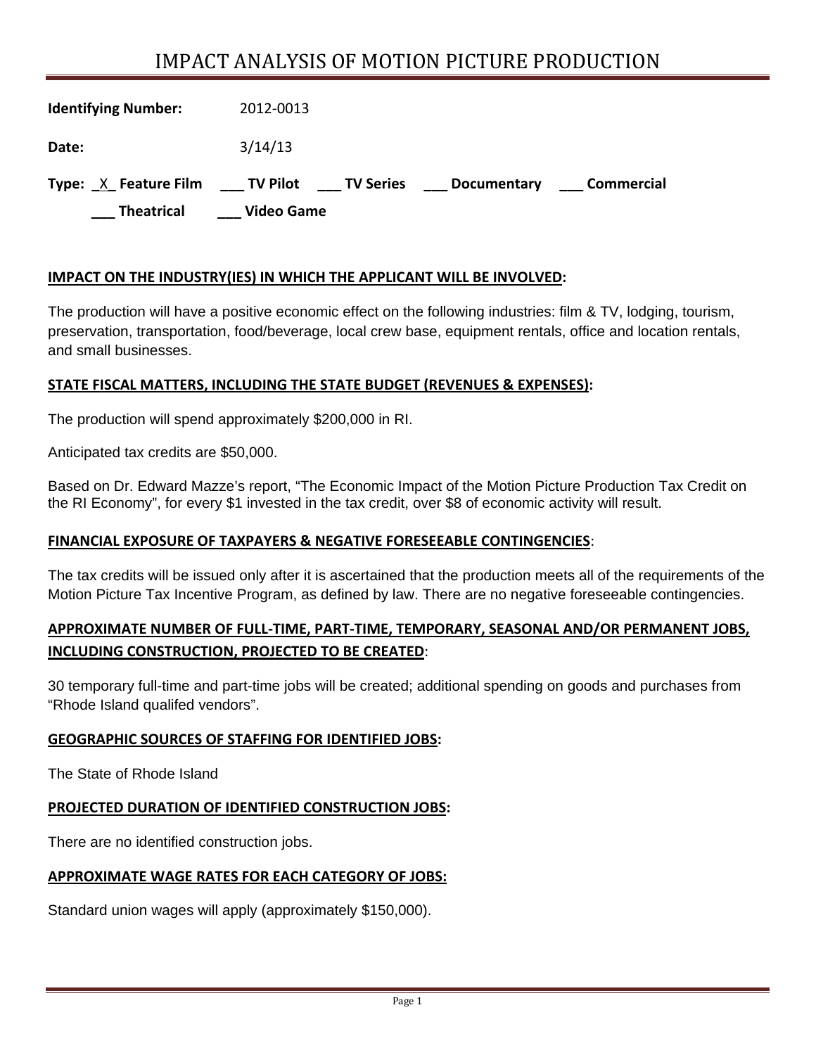# IMPACT ANALYSIS OF MOTION PICTURE PRODUCTION

**Identifying Number:** 2012-0013

**Date:** 3/14/13

**Type:** _X_ **Feature Film** ___ **TV Pilot** ___ **TV Series** ___ **Documentary** ___ **Commercial**

___ **Theatrical** ___ **Video Game**

## IMPACT ON THE INDUSTRY(IES) IN WHICH THE APPLICANT WILL BE INVOLVED:

The production will have a positive economic effect on the following industries: film & TV, lodging, tourism, preservation, transportation, food/beverage, local crew base, equipment rentals, office and location rentals, and small businesses.

## STATE FISCAL MATTERS, INCLUDING THE STATE BUDGET (REVENUES & EXPENSES):

The production will spend approximately $200,000 in RI.

Anticipated tax credits are $50,000.

Based on Dr. Edward Mazze's report, "The Economic Impact of the Motion Picture Production Tax Credit on the RI Economy", for every $1 invested in the tax credit, over $8 of economic activity will result.

## FINANCIAL EXPOSURE OF TAXPAYERS & NEGATIVE FORESEEABLE CONTINGENCIES:

The tax credits will be issued only after it is ascertained that the production meets all of the requirements of the Motion Picture Tax Incentive Program, as defined by law. There are no negative foreseeable contingencies.

## APPROXIMATE NUMBER OF FULL-TIME, PART-TIME, TEMPORARY, SEASONAL AND/OR PERMANENT JOBS, INCLUDING CONSTRUCTION, PROJECTED TO BE CREATED:

30 temporary full-time and part-time jobs will be created; additional spending on goods and purchases from "Rhode Island qualifed vendors".

## GEOGRAPHIC SOURCES OF STAFFING FOR IDENTIFIED JOBS:

The State of Rhode Island

## PROJECTED DURATION OF IDENTIFIED CONSTRUCTION JOBS:

There are no identified construction jobs.

## APPROXIMATE WAGE RATES FOR EACH CATEGORY OF JOBS:

Standard union wages will apply (approximately $150,000).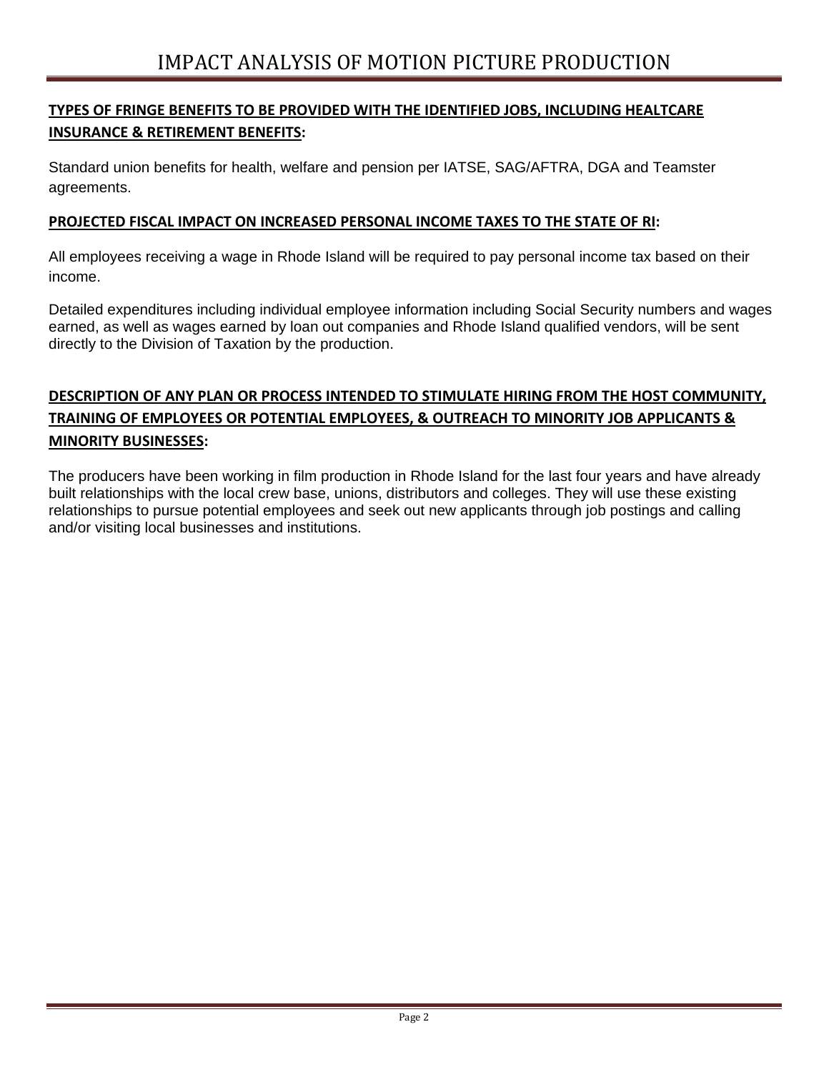**TYPES OF FRINGE BENEFITS TO BE PROVIDED WITH THE IDENTIFIED JOBS, INCLUDING HEALTCARE INSURANCE & RETIREMENT BENEFITS:**

Standard union benefits for health, welfare and pension per IATSE, SAG/AFTRA, DGA and Teamster agreements.

**PROJECTED FISCAL IMPACT ON INCREASED PERSONAL INCOME TAXES TO THE STATE OF RI:**

All employees receiving a wage in Rhode Island will be required to pay personal income tax based on their income.

Detailed expenditures including individual employee information including Social Security numbers and wages earned, as well as wages earned by loan out companies and Rhode Island qualified vendors, will be sent directly to the Division of Taxation by the production.

**DESCRIPTION OF ANY PLAN OR PROCESS INTENDED TO STIMULATE HIRING FROM THE HOST COMMUNITY, TRAINING OF EMPLOYEES OR POTENTIAL EMPLOYEES, & OUTREACH TO MINORITY JOB APPLICANTS & MINORITY BUSINESSES:**

The producers have been working in film production in Rhode Island for the last four years and have already built relationships with the local crew base, unions, distributors and colleges. They will use these existing relationships to pursue potential employees and seek out new applicants through job postings and calling and/or visiting local businesses and institutions.